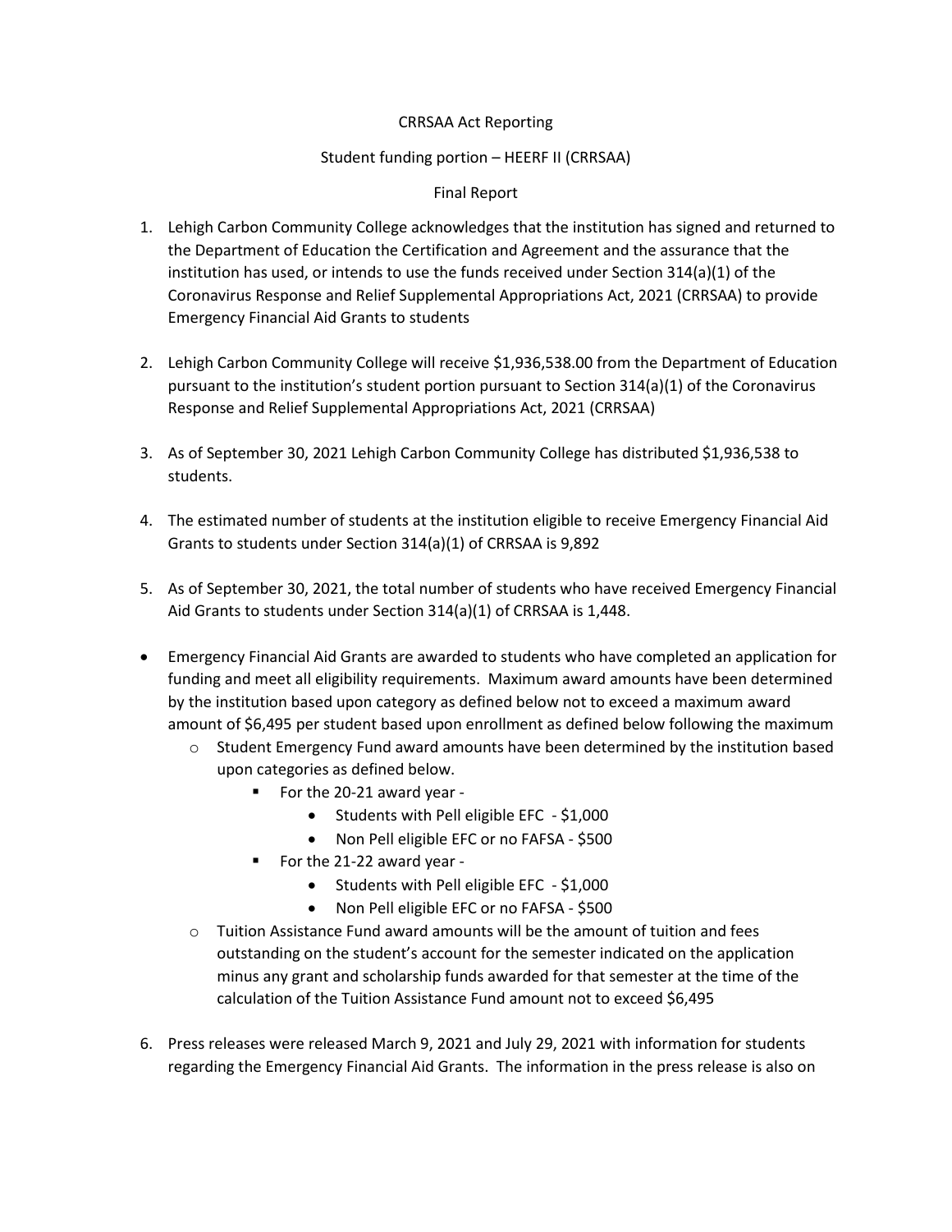CRRSAA Act Reporting

Student funding portion – HEERF II (CRRSAA)

Final Report

1. Lehigh Carbon Community College acknowledges that the institution has signed and returned to the Department of Education the Certification and Agreement and the assurance that the institution has used, or intends to use the funds received under Section 314(a)(1) of the Coronavirus Response and Relief Supplemental Appropriations Act, 2021 (CRRSAA) to provide Emergency Financial Aid Grants to students

2. Lehigh Carbon Community College will receive $1,936,538.00 from the Department of Education pursuant to the institution's student portion pursuant to Section 314(a)(1) of the Coronavirus Response and Relief Supplemental Appropriations Act, 2021 (CRRSAA)

3. As of September 30, 2021 Lehigh Carbon Community College has distributed $1,936,538 to students.

4. The estimated number of students at the institution eligible to receive Emergency Financial Aid Grants to students under Section 314(a)(1) of CRRSAA is 9,892

5. As of September 30, 2021, the total number of students who have received Emergency Financial Aid Grants to students under Section 314(a)(1) of CRRSAA is 1,448.

- Emergency Financial Aid Grants are awarded to students who have completed an application for funding and meet all eligibility requirements. Maximum award amounts have been determined by the institution based upon category as defined below not to exceed a maximum award amount of $6,495 per student based upon enrollment as defined below following the maximum
  - Student Emergency Fund award amounts have been determined by the institution based upon categories as defined below.
    - For the 20-21 award year -
      - Students with Pell eligible EFC - $1,000
      - Non Pell eligible EFC or no FAFSA - $500
    - For the 21-22 award year -
      - Students with Pell eligible EFC - $1,000
      - Non Pell eligible EFC or no FAFSA - $500
  - Tuition Assistance Fund award amounts will be the amount of tuition and fees outstanding on the student's account for the semester indicated on the application minus any grant and scholarship funds awarded for that semester at the time of the calculation of the Tuition Assistance Fund amount not to exceed $6,495

6. Press releases were released March 9, 2021 and July 29, 2021 with information for students regarding the Emergency Financial Aid Grants. The information in the press release is also on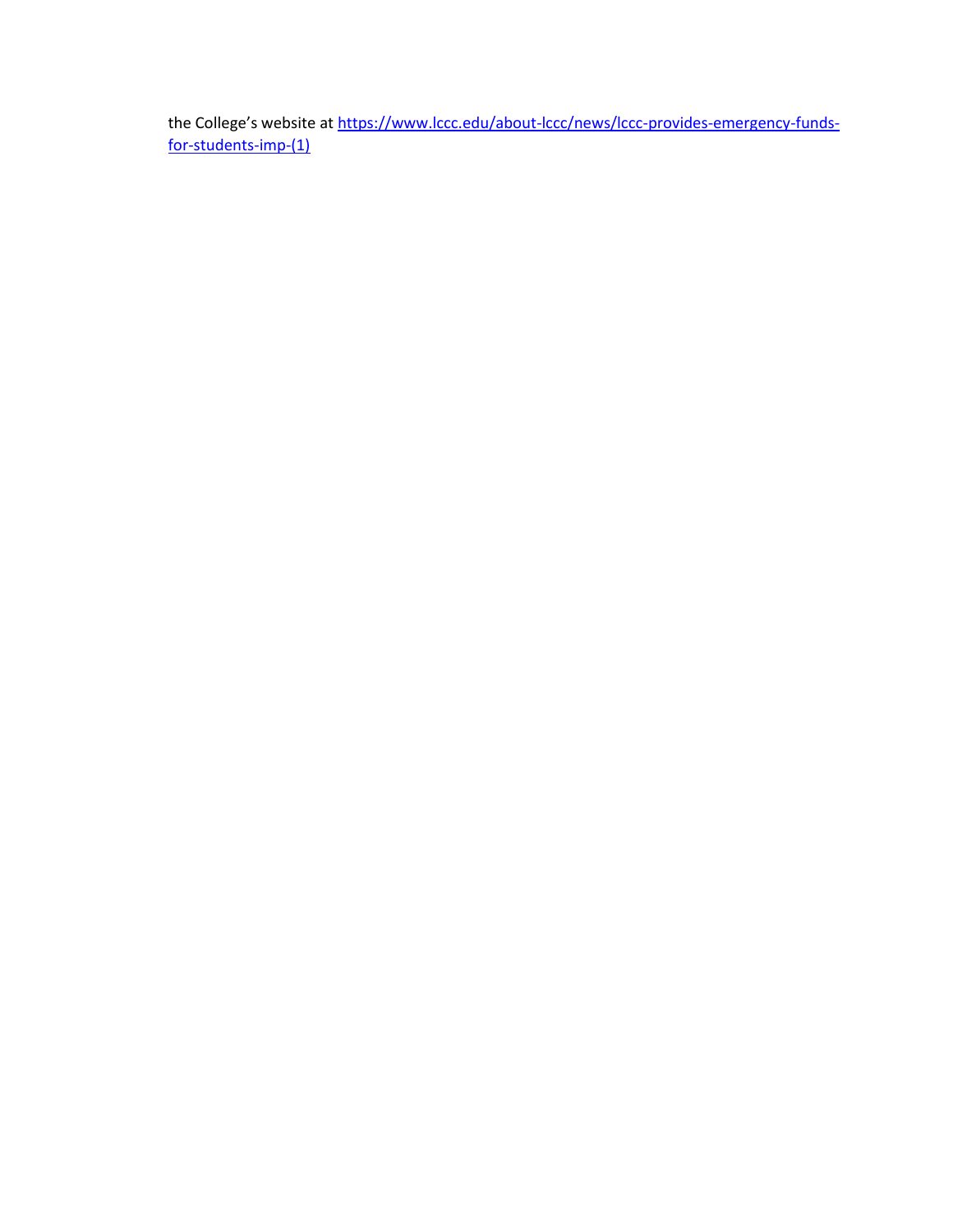the College’s website at [https://www.lccc.edu/about-lccc/news/lccc-provides-emergency-funds-for-students-imp-(1)](https://www.lccc.edu/about-lccc/news/lccc-provides-emergency-funds-for-students-imp-(1))